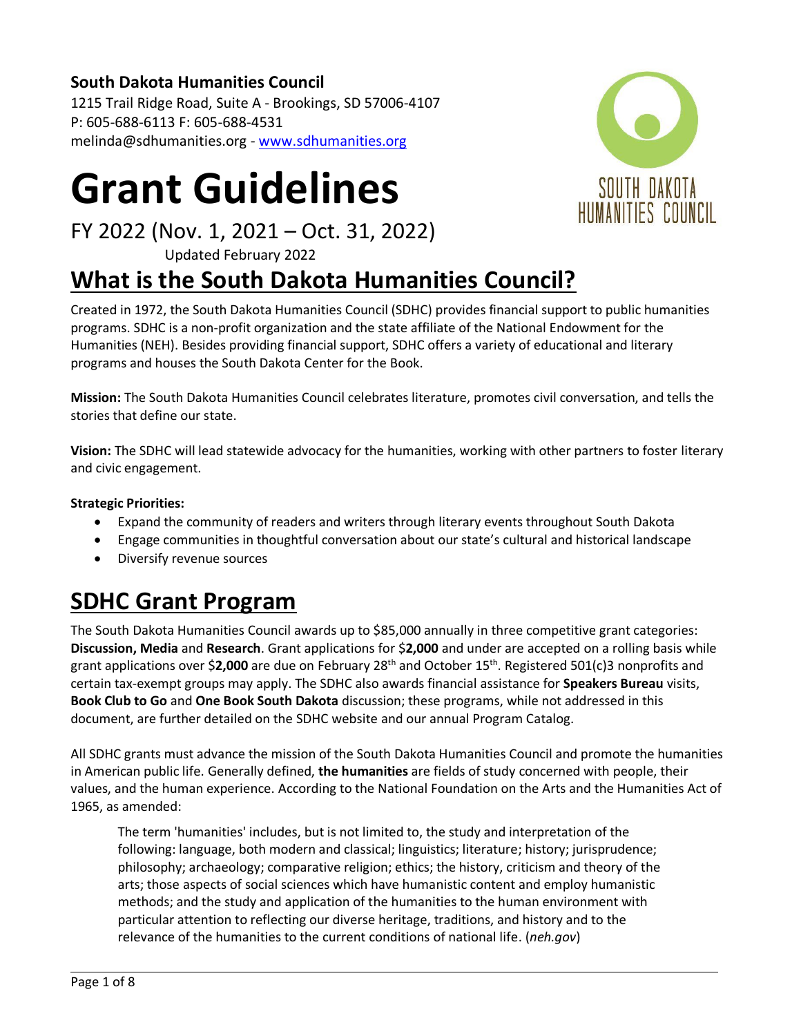**South Dakota Humanities Council**
1215 Trail Ridge Road, Suite A - Brookings, SD 57006-4107
P: 605-688-6113 F: 605-688-4531
melinda@sdhumanities.org - www.sdhumanities.org

# Grant Guidelines

FY 2022 (Nov. 1, 2021 – Oct. 31, 2022)

Updated February 2022

## What is the South Dakota Humanities Council?

Created in 1972, the South Dakota Humanities Council (SDHC) provides financial support to public humanities programs. SDHC is a non-profit organization and the state affiliate of the National Endowment for the Humanities (NEH). Besides providing financial support, SDHC offers a variety of educational and literary programs and houses the South Dakota Center for the Book.

**Mission:** The South Dakota Humanities Council celebrates literature, promotes civil conversation, and tells the stories that define our state.

**Vision:** The SDHC will lead statewide advocacy for the humanities, working with other partners to foster literary and civic engagement.

**Strategic Priorities:**

- Expand the community of readers and writers through literary events throughout South Dakota
- Engage communities in thoughtful conversation about our state's cultural and historical landscape
- Diversify revenue sources

## SDHC Grant Program

The South Dakota Humanities Council awards up to $85,000 annually in three competitive grant categories: **Discussion, Media** and **Research**. Grant applications for $**2,000** and under are accepted on a rolling basis while grant applications over $**2,000** are due on February 28th and October 15th. Registered 501(c)3 nonprofits and certain tax-exempt groups may apply. The SDHC also awards financial assistance for **Speakers Bureau** visits, **Book Club to Go** and **One Book South Dakota** discussion; these programs, while not addressed in this document, are further detailed on the SDHC website and our annual Program Catalog.

All SDHC grants must advance the mission of the South Dakota Humanities Council and promote the humanities in American public life. Generally defined, **the humanities** are fields of study concerned with people, their values, and the human experience. According to the National Foundation on the Arts and the Humanities Act of 1965, as amended:

> The term 'humanities' includes, but is not limited to, the study and interpretation of the following: language, both modern and classical; linguistics; literature; history; jurisprudence; philosophy; archaeology; comparative religion; ethics; the history, criticism and theory of the arts; those aspects of social sciences which have humanistic content and employ humanistic methods; and the study and application of the humanities to the human environment with particular attention to reflecting our diverse heritage, traditions, and history and to the relevance of the humanities to the current conditions of national life. (*neh.gov*)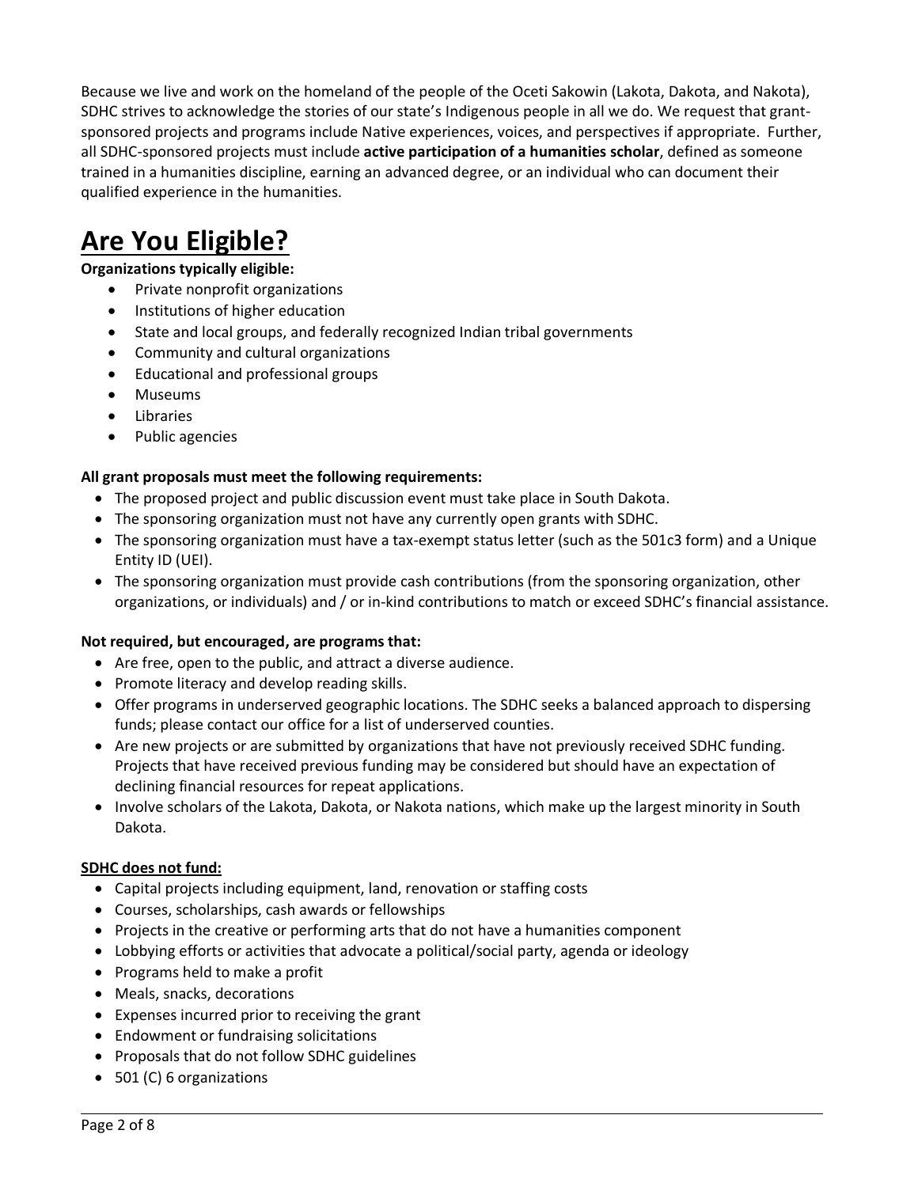Because we live and work on the homeland of the people of the Oceti Sakowin (Lakota, Dakota, and Nakota), SDHC strives to acknowledge the stories of our state's Indigenous people in all we do. We request that grant-sponsored projects and programs include Native experiences, voices, and perspectives if appropriate. Further, all SDHC-sponsored projects must include **active participation of a humanities scholar**, defined as someone trained in a humanities discipline, earning an advanced degree, or an individual who can document their qualified experience in the humanities.

# Are You Eligible?

**Organizations typically eligible:**

- Private nonprofit organizations
- Institutions of higher education
- State and local groups, and federally recognized Indian tribal governments
- Community and cultural organizations
- Educational and professional groups
- Museums
- Libraries
- Public agencies

**All grant proposals must meet the following requirements:**

- The proposed project and public discussion event must take place in South Dakota.
- The sponsoring organization must not have any currently open grants with SDHC.
- The sponsoring organization must have a tax-exempt status letter (such as the 501c3 form) and a Unique Entity ID (UEI).
- The sponsoring organization must provide cash contributions (from the sponsoring organization, other organizations, or individuals) and / or in-kind contributions to match or exceed SDHC's financial assistance.

**Not required, but encouraged, are programs that:**

- Are free, open to the public, and attract a diverse audience.
- Promote literacy and develop reading skills.
- Offer programs in underserved geographic locations. The SDHC seeks a balanced approach to dispersing funds; please contact our office for a list of underserved counties.
- Are new projects or are submitted by organizations that have not previously received SDHC funding. Projects that have received previous funding may be considered but should have an expectation of declining financial resources for repeat applications.
- Involve scholars of the Lakota, Dakota, or Nakota nations, which make up the largest minority in South Dakota.

**SDHC does not fund:**

- Capital projects including equipment, land, renovation or staffing costs
- Courses, scholarships, cash awards or fellowships
- Projects in the creative or performing arts that do not have a humanities component
- Lobbying efforts or activities that advocate a political/social party, agenda or ideology
- Programs held to make a profit
- Meals, snacks, decorations
- Expenses incurred prior to receiving the grant
- Endowment or fundraising solicitations
- Proposals that do not follow SDHC guidelines
- 501 (C) 6 organizations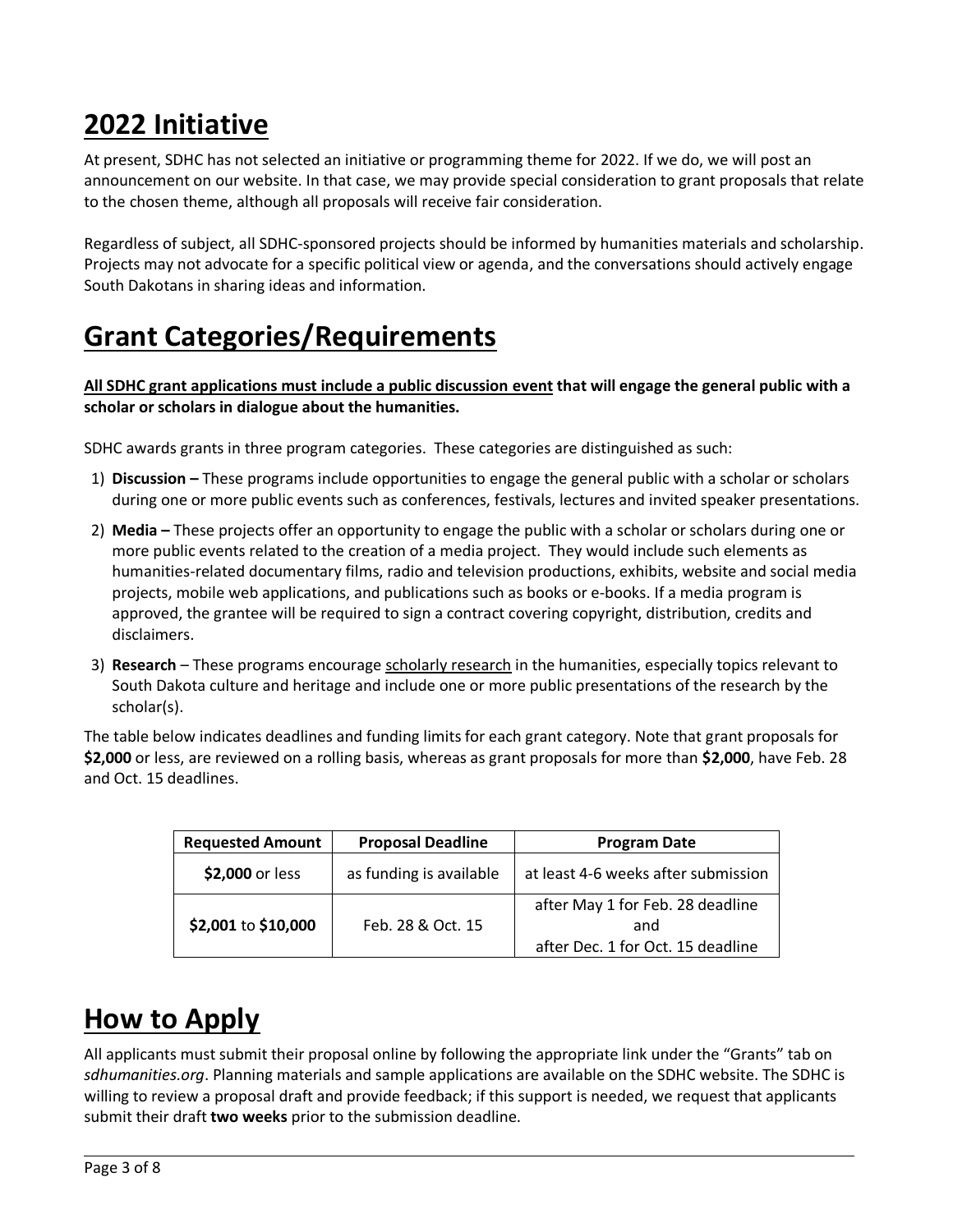# 2022 Initiative

At present, SDHC has not selected an initiative or programming theme for 2022. If we do, we will post an announcement on our website. In that case, we may provide special consideration to grant proposals that relate to the chosen theme, although all proposals will receive fair consideration.

Regardless of subject, all SDHC-sponsored projects should be informed by humanities materials and scholarship. Projects may not advocate for a specific political view or agenda, and the conversations should actively engage South Dakotans in sharing ideas and information.

# Grant Categories/Requirements

**All SDHC grant applications must include a public discussion event that will engage the general public with a scholar or scholars in dialogue about the humanities.**

SDHC awards grants in three program categories. These categories are distinguished as such:

1) **Discussion –** These programs include opportunities to engage the general public with a scholar or scholars during one or more public events such as conferences, festivals, lectures and invited speaker presentations.
2) **Media –** These projects offer an opportunity to engage the public with a scholar or scholars during one or more public events related to the creation of a media project. They would include such elements as humanities-related documentary films, radio and television productions, exhibits, website and social media projects, mobile web applications, and publications such as books or e-books. If a media program is approved, the grantee will be required to sign a contract covering copyright, distribution, credits and disclaimers.
3) **Research** – These programs encourage scholarly research in the humanities, especially topics relevant to South Dakota culture and heritage and include one or more public presentations of the research by the scholar(s).

The table below indicates deadlines and funding limits for each grant category. Note that grant proposals for **$2,000** or less, are reviewed on a rolling basis, whereas as grant proposals for more than **$2,000**, have Feb. 28 and Oct. 15 deadlines.

| Requested Amount | Proposal Deadline | Program Date |
|---|---|---|
| **$2,000** or less | as funding is available | at least 4-6 weeks after submission |
| **$2,001** to **$10,000** | Feb. 28 & Oct. 15 | after May 1 for Feb. 28 deadline and after Dec. 1 for Oct. 15 deadline |

# How to Apply

All applicants must submit their proposal online by following the appropriate link under the "Grants" tab on *sdhumanities.org*. Planning materials and sample applications are available on the SDHC website. The SDHC is willing to review a proposal draft and provide feedback; if this support is needed, we request that applicants submit their draft **two weeks** prior to the submission deadline.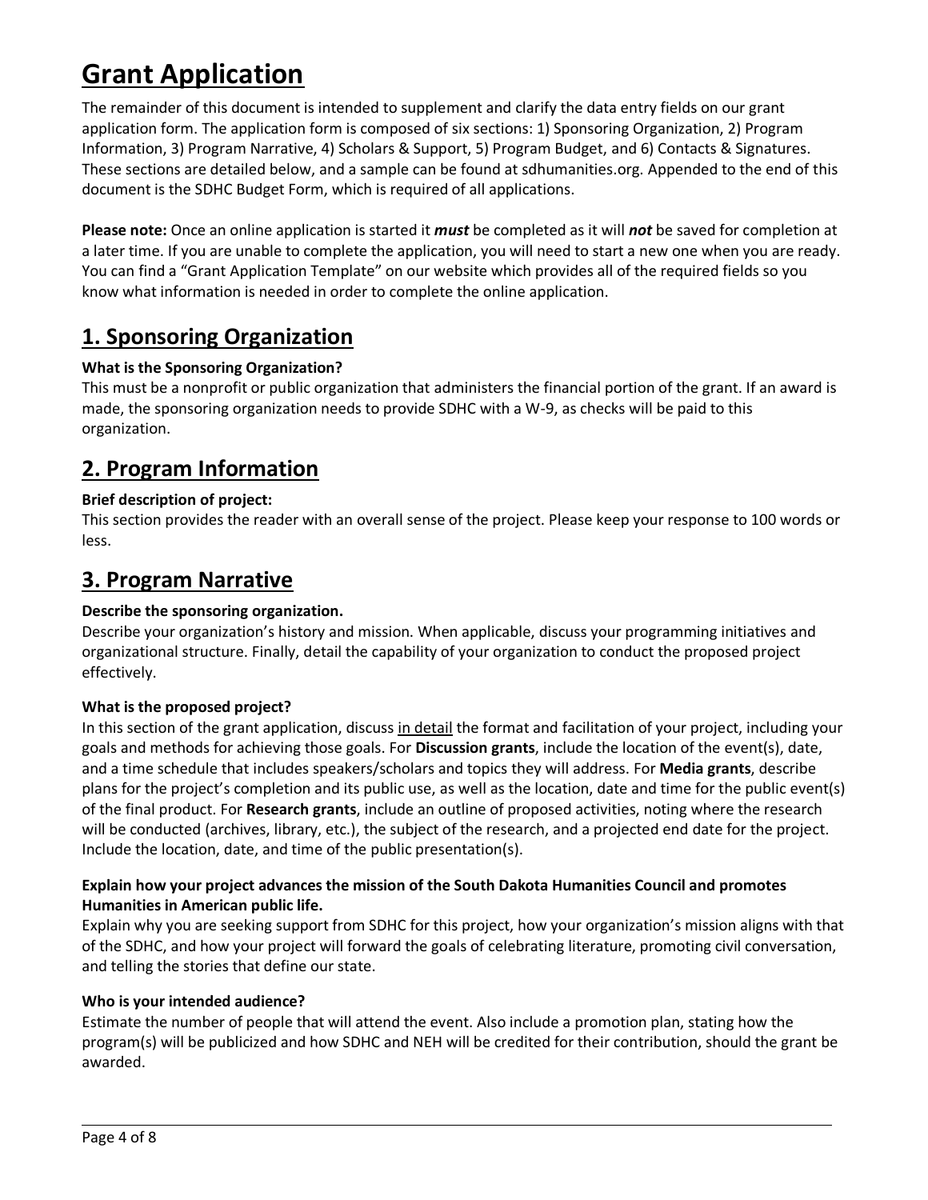# Grant Application

The remainder of this document is intended to supplement and clarify the data entry fields on our grant application form. The application form is composed of six sections: 1) Sponsoring Organization, 2) Program Information, 3) Program Narrative, 4) Scholars & Support, 5) Program Budget, and 6) Contacts & Signatures. These sections are detailed below, and a sample can be found at sdhumanities.org. Appended to the end of this document is the SDHC Budget Form, which is required of all applications.

**Please note:** Once an online application is started it ***must*** be completed as it will ***not*** be saved for completion at a later time. If you are unable to complete the application, you will need to start a new one when you are ready. You can find a "Grant Application Template" on our website which provides all of the required fields so you know what information is needed in order to complete the online application.

## 1. Sponsoring Organization

**What is the Sponsoring Organization?**

This must be a nonprofit or public organization that administers the financial portion of the grant. If an award is made, the sponsoring organization needs to provide SDHC with a W-9, as checks will be paid to this organization.

## 2. Program Information

**Brief description of project:**

This section provides the reader with an overall sense of the project. Please keep your response to 100 words or less.

## 3. Program Narrative

**Describe the sponsoring organization.**

Describe your organization's history and mission. When applicable, discuss your programming initiatives and organizational structure. Finally, detail the capability of your organization to conduct the proposed project effectively.

**What is the proposed project?**

In this section of the grant application, discuss <u>in detail</u> the format and facilitation of your project, including your goals and methods for achieving those goals. For **Discussion grants**, include the location of the event(s), date, and a time schedule that includes speakers/scholars and topics they will address. For **Media grants**, describe plans for the project's completion and its public use, as well as the location, date and time for the public event(s) of the final product. For **Research grants**, include an outline of proposed activities, noting where the research will be conducted (archives, library, etc.), the subject of the research, and a projected end date for the project. Include the location, date, and time of the public presentation(s).

**Explain how your project advances the mission of the South Dakota Humanities Council and promotes Humanities in American public life.**

Explain why you are seeking support from SDHC for this project, how your organization's mission aligns with that of the SDHC, and how your project will forward the goals of celebrating literature, promoting civil conversation, and telling the stories that define our state.

**Who is your intended audience?**

Estimate the number of people that will attend the event. Also include a promotion plan, stating how the program(s) will be publicized and how SDHC and NEH will be credited for their contribution, should the grant be awarded.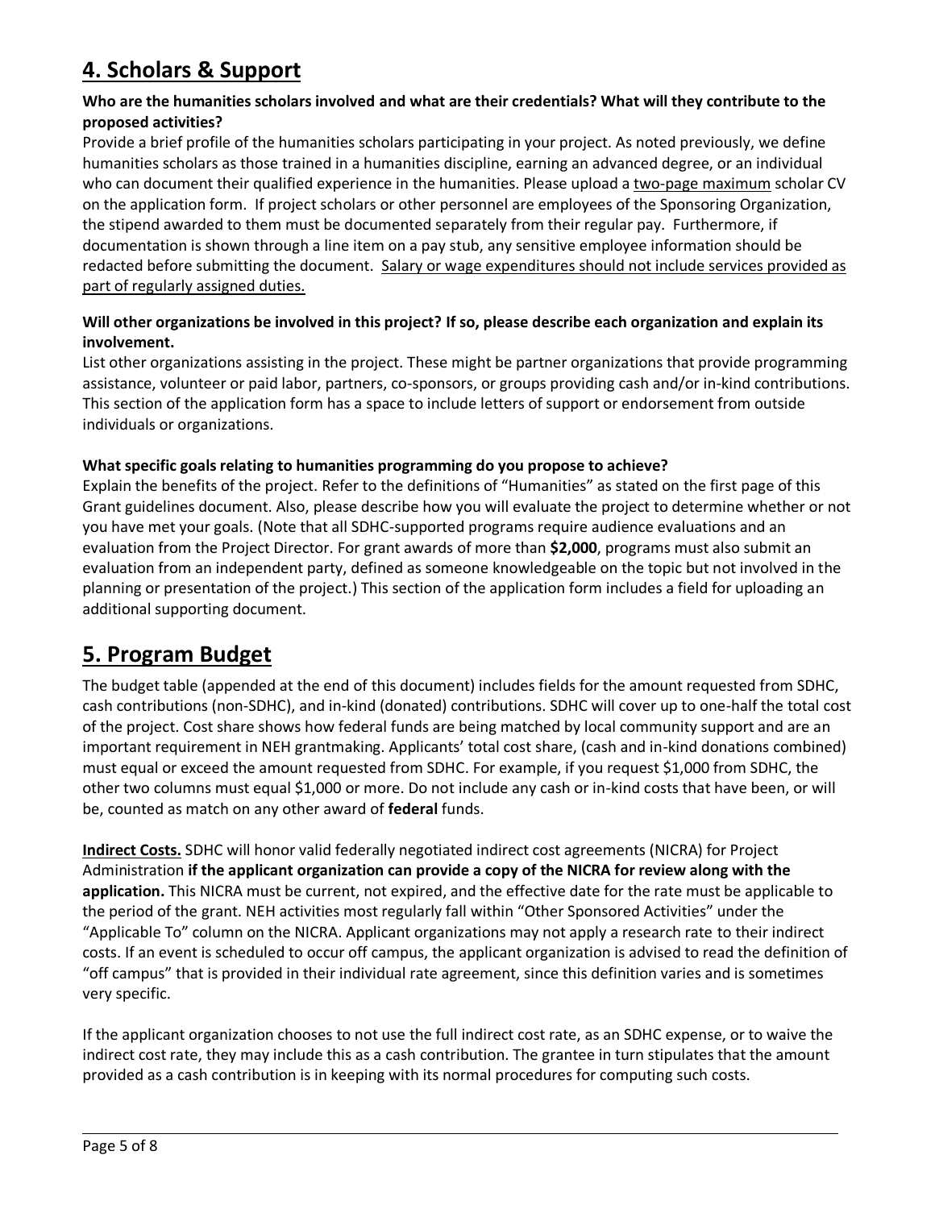## 4. Scholars & Support

**Who are the humanities scholars involved and what are their credentials? What will they contribute to the proposed activities?**

Provide a brief profile of the humanities scholars participating in your project. As noted previously, we define humanities scholars as those trained in a humanities discipline, earning an advanced degree, or an individual who can document their qualified experience in the humanities. Please upload a two-page maximum scholar CV on the application form. If project scholars or other personnel are employees of the Sponsoring Organization, the stipend awarded to them must be documented separately from their regular pay. Furthermore, if documentation is shown through a line item on a pay stub, any sensitive employee information should be redacted before submitting the document. Salary or wage expenditures should not include services provided as part of regularly assigned duties.

**Will other organizations be involved in this project? If so, please describe each organization and explain its involvement.**

List other organizations assisting in the project. These might be partner organizations that provide programming assistance, volunteer or paid labor, partners, co-sponsors, or groups providing cash and/or in-kind contributions. This section of the application form has a space to include letters of support or endorsement from outside individuals or organizations.

**What specific goals relating to humanities programming do you propose to achieve?**

Explain the benefits of the project. Refer to the definitions of "Humanities" as stated on the first page of this Grant guidelines document. Also, please describe how you will evaluate the project to determine whether or not you have met your goals. (Note that all SDHC-supported programs require audience evaluations and an evaluation from the Project Director. For grant awards of more than **$2,000**, programs must also submit an evaluation from an independent party, defined as someone knowledgeable on the topic but not involved in the planning or presentation of the project.) This section of the application form includes a field for uploading an additional supporting document.

## 5. Program Budget

The budget table (appended at the end of this document) includes fields for the amount requested from SDHC, cash contributions (non-SDHC), and in-kind (donated) contributions. SDHC will cover up to one-half the total cost of the project. Cost share shows how federal funds are being matched by local community support and are an important requirement in NEH grantmaking. Applicants' total cost share, (cash and in-kind donations combined) must equal or exceed the amount requested from SDHC. For example, if you request $1,000 from SDHC, the other two columns must equal $1,000 or more. Do not include any cash or in-kind costs that have been, or will be, counted as match on any other award of **federal** funds.

**Indirect Costs.** SDHC will honor valid federally negotiated indirect cost agreements (NICRA) for Project Administration **if the applicant organization can provide a copy of the NICRA for review along with the application.** This NICRA must be current, not expired, and the effective date for the rate must be applicable to the period of the grant. NEH activities most regularly fall within "Other Sponsored Activities" under the "Applicable To" column on the NICRA. Applicant organizations may not apply a research rate to their indirect costs. If an event is scheduled to occur off campus, the applicant organization is advised to read the definition of "off campus" that is provided in their individual rate agreement, since this definition varies and is sometimes very specific.

If the applicant organization chooses to not use the full indirect cost rate, as an SDHC expense, or to waive the indirect cost rate, they may include this as a cash contribution. The grantee in turn stipulates that the amount provided as a cash contribution is in keeping with its normal procedures for computing such costs.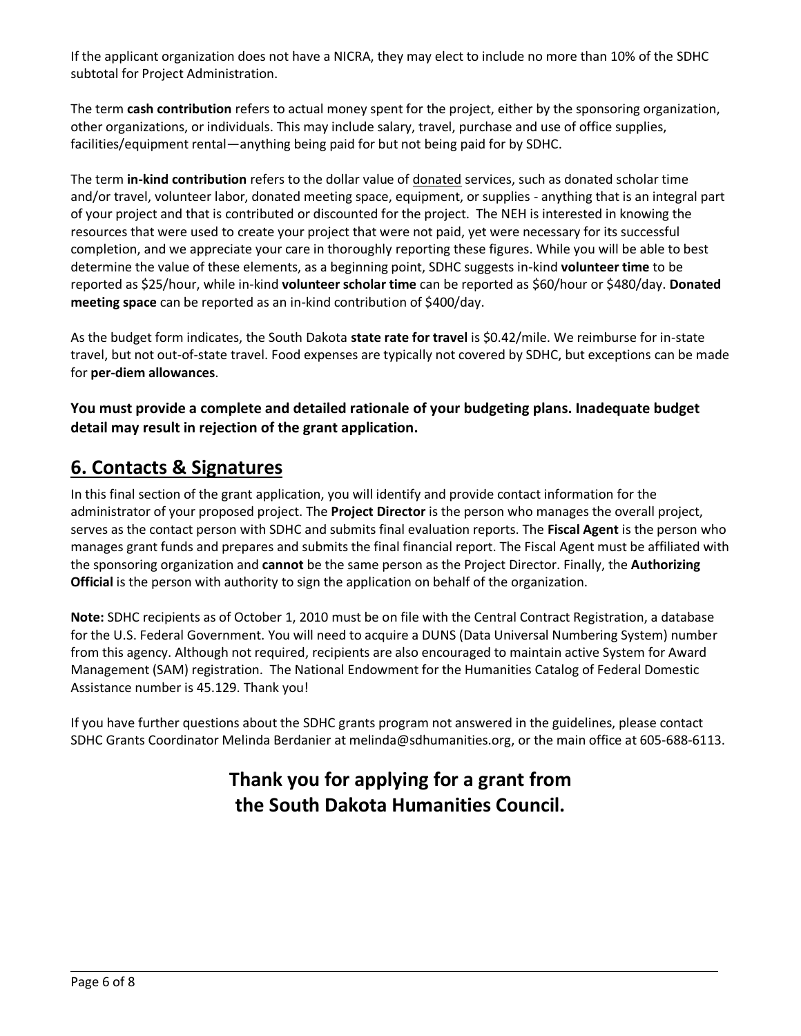If the applicant organization does not have a NICRA, they may elect to include no more than 10% of the SDHC subtotal for Project Administration.

The term **cash contribution** refers to actual money spent for the project, either by the sponsoring organization, other organizations, or individuals. This may include salary, travel, purchase and use of office supplies, facilities/equipment rental—anything being paid for but not being paid for by SDHC.

The term **in-kind contribution** refers to the dollar value of donated services, such as donated scholar time and/or travel, volunteer labor, donated meeting space, equipment, or supplies - anything that is an integral part of your project and that is contributed or discounted for the project. The NEH is interested in knowing the resources that were used to create your project that were not paid, yet were necessary for its successful completion, and we appreciate your care in thoroughly reporting these figures. While you will be able to best determine the value of these elements, as a beginning point, SDHC suggests in-kind **volunteer time** to be reported as $25/hour, while in-kind **volunteer scholar time** can be reported as $60/hour or $480/day. **Donated meeting space** can be reported as an in-kind contribution of $400/day.

As the budget form indicates, the South Dakota **state rate for travel** is $0.42/mile. We reimburse for in-state travel, but not out-of-state travel. Food expenses are typically not covered by SDHC, but exceptions can be made for **per-diem allowances**.

**You must provide a complete and detailed rationale of your budgeting plans. Inadequate budget detail may result in rejection of the grant application.**

## 6. Contacts & Signatures

In this final section of the grant application, you will identify and provide contact information for the administrator of your proposed project. The **Project Director** is the person who manages the overall project, serves as the contact person with SDHC and submits final evaluation reports. The **Fiscal Agent** is the person who manages grant funds and prepares and submits the final financial report. The Fiscal Agent must be affiliated with the sponsoring organization and **cannot** be the same person as the Project Director. Finally, the **Authorizing Official** is the person with authority to sign the application on behalf of the organization.

**Note:** SDHC recipients as of October 1, 2010 must be on file with the Central Contract Registration, a database for the U.S. Federal Government. You will need to acquire a DUNS (Data Universal Numbering System) number from this agency. Although not required, recipients are also encouraged to maintain active System for Award Management (SAM) registration. The National Endowment for the Humanities Catalog of Federal Domestic Assistance number is 45.129. Thank you!

If you have further questions about the SDHC grants program not answered in the guidelines, please contact SDHC Grants Coordinator Melinda Berdanier at melinda@sdhumanities.org, or the main office at 605-688-6113.

## Thank you for applying for a grant from the South Dakota Humanities Council.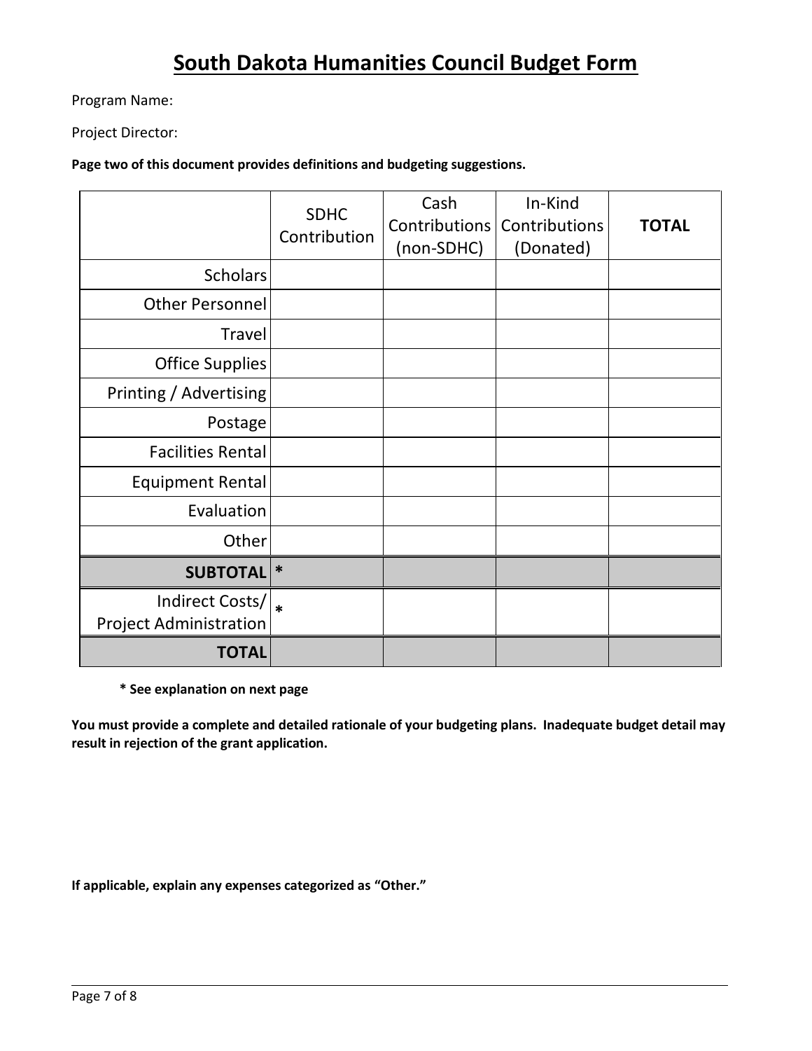# South Dakota Humanities Council Budget Form

Program Name:

Project Director:

**Page two of this document provides definitions and budgeting suggestions.**

| | SDHC Contribution | Cash Contributions (non-SDHC) | In-Kind Contributions (Donated) | **TOTAL** |
|---|---|---|---|---|
| Scholars | | | | |
| Other Personnel | | | | |
| Travel | | | | |
| Office Supplies | | | | |
| Printing / Advertising | | | | |
| Postage | | | | |
| Facilities Rental | | | | |
| Equipment Rental | | | | |
| Evaluation | | | | |
| Other | | | | |
| **SUBTOTAL** | * | | | |
| Indirect Costs/ Project Administration | * | | | |
| **TOTAL** | | | | |

**\* See explanation on next page**

**You must provide a complete and detailed rationale of your budgeting plans. Inadequate budget detail may result in rejection of the grant application.**

**If applicable, explain any expenses categorized as "Other."**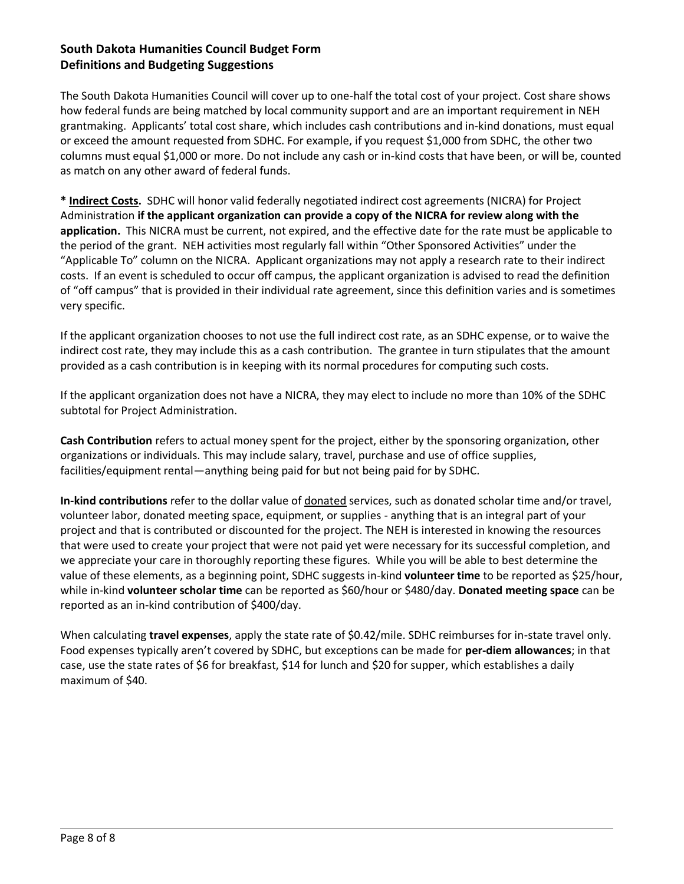**South Dakota Humanities Council Budget Form**
**Definitions and Budgeting Suggestions**

The South Dakota Humanities Council will cover up to one-half the total cost of your project. Cost share shows how federal funds are being matched by local community support and are an important requirement in NEH grantmaking. Applicants' total cost share, which includes cash contributions and in-kind donations, must equal or exceed the amount requested from SDHC. For example, if you request $1,000 from SDHC, the other two columns must equal $1,000 or more. Do not include any cash or in-kind costs that have been, or will be, counted as match on any other award of federal funds.

**\* Indirect Costs.** SDHC will honor valid federally negotiated indirect cost agreements (NICRA) for Project Administration **if the applicant organization can provide a copy of the NICRA for review along with the application.** This NICRA must be current, not expired, and the effective date for the rate must be applicable to the period of the grant. NEH activities most regularly fall within "Other Sponsored Activities" under the "Applicable To" column on the NICRA. Applicant organizations may not apply a research rate to their indirect costs. If an event is scheduled to occur off campus, the applicant organization is advised to read the definition of "off campus" that is provided in their individual rate agreement, since this definition varies and is sometimes very specific.

If the applicant organization chooses to not use the full indirect cost rate, as an SDHC expense, or to waive the indirect cost rate, they may include this as a cash contribution. The grantee in turn stipulates that the amount provided as a cash contribution is in keeping with its normal procedures for computing such costs.

If the applicant organization does not have a NICRA, they may elect to include no more than 10% of the SDHC subtotal for Project Administration.

**Cash Contribution** refers to actual money spent for the project, either by the sponsoring organization, other organizations or individuals. This may include salary, travel, purchase and use of office supplies, facilities/equipment rental—anything being paid for but not being paid for by SDHC.

**In-kind contributions** refer to the dollar value of donated services, such as donated scholar time and/or travel, volunteer labor, donated meeting space, equipment, or supplies - anything that is an integral part of your project and that is contributed or discounted for the project. The NEH is interested in knowing the resources that were used to create your project that were not paid yet were necessary for its successful completion, and we appreciate your care in thoroughly reporting these figures. While you will be able to best determine the value of these elements, as a beginning point, SDHC suggests in-kind **volunteer time** to be reported as $25/hour, while in-kind **volunteer scholar time** can be reported as $60/hour or $480/day. **Donated meeting space** can be reported as an in-kind contribution of $400/day.

When calculating **travel expenses**, apply the state rate of $0.42/mile. SDHC reimburses for in-state travel only. Food expenses typically aren't covered by SDHC, but exceptions can be made for **per-diem allowances**; in that case, use the state rates of $6 for breakfast, $14 for lunch and $20 for supper, which establishes a daily maximum of $40.